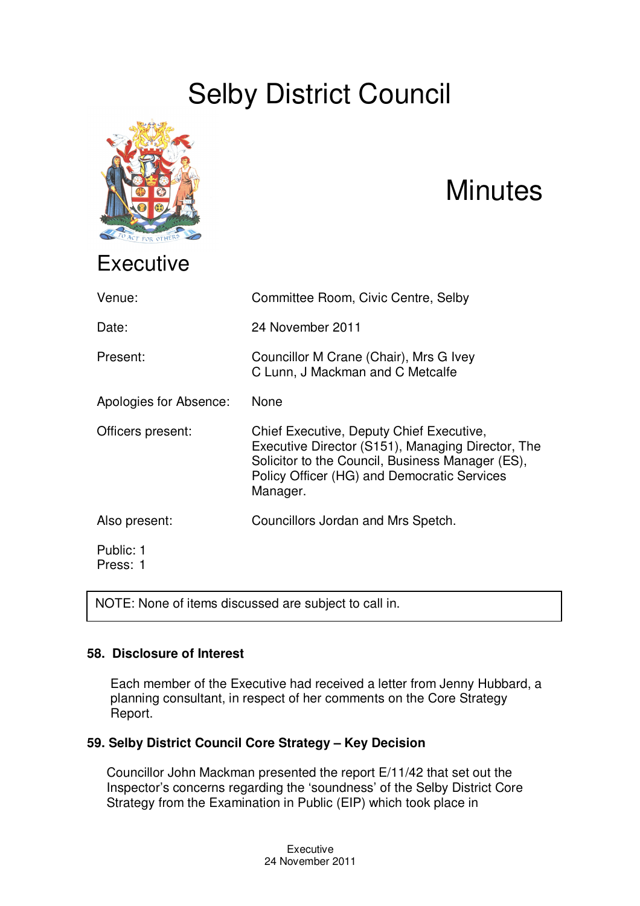# Selby District Council

# Minutes

## Executive

| | |
|---|---|
| Venue: | Committee Room, Civic Centre, Selby |
| Date: | 24 November 2011 |
| Present: | Councillor M Crane (Chair), Mrs G Ivey C Lunn, J Mackman and C Metcalfe |
| Apologies for Absence: | None |
| Officers present: | Chief Executive, Deputy Chief Executive, Executive Director (S151), Managing Director, The Solicitor to the Council, Business Manager (ES), Policy Officer (HG) and Democratic Services Manager. |
| Also present: | Councillors Jordan and Mrs Spetch. |

Public: 1
Press: 1

NOTE: None of items discussed are subject to call in.

### 58. Disclosure of Interest

Each member of the Executive had received a letter from Jenny Hubbard, a planning consultant, in respect of her comments on the Core Strategy Report.

### 59. Selby District Council Core Strategy – Key Decision

Councillor John Mackman presented the report E/11/42 that set out the Inspector's concerns regarding the 'soundness' of the Selby District Core Strategy from the Examination in Public (EIP) which took place in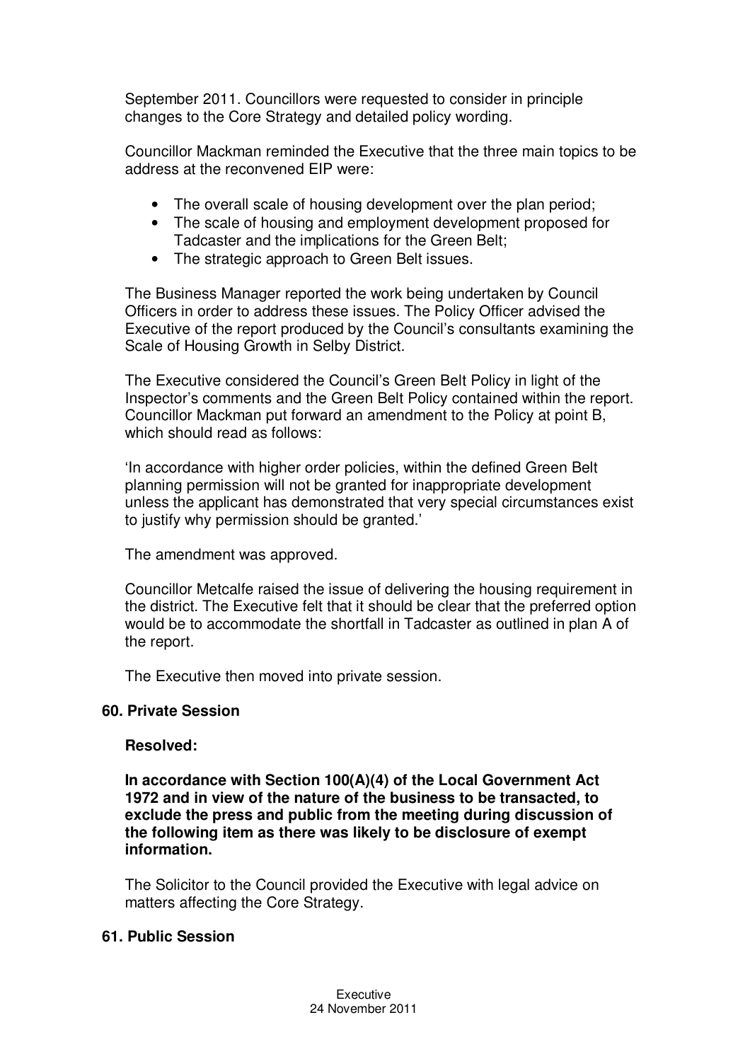September 2011. Councillors were requested to consider in principle changes to the Core Strategy and detailed policy wording.

Councillor Mackman reminded the Executive that the three main topics to be address at the reconvened EIP were:

- The overall scale of housing development over the plan period;
- The scale of housing and employment development proposed for Tadcaster and the implications for the Green Belt;
- The strategic approach to Green Belt issues.

The Business Manager reported the work being undertaken by Council Officers in order to address these issues. The Policy Officer advised the Executive of the report produced by the Council's consultants examining the Scale of Housing Growth in Selby District.

The Executive considered the Council's Green Belt Policy in light of the Inspector's comments and the Green Belt Policy contained within the report. Councillor Mackman put forward an amendment to the Policy at point B, which should read as follows:

'In accordance with higher order policies, within the defined Green Belt planning permission will not be granted for inappropriate development unless the applicant has demonstrated that very special circumstances exist to justify why permission should be granted.'

The amendment was approved.

Councillor Metcalfe raised the issue of delivering the housing requirement in the district. The Executive felt that it should be clear that the preferred option would be to accommodate the shortfall in Tadcaster as outlined in plan A of the report.

The Executive then moved into private session.

**60. Private Session**

**Resolved:**

**In accordance with Section 100(A)(4) of the Local Government Act 1972 and in view of the nature of the business to be transacted, to exclude the press and public from the meeting during discussion of the following item as there was likely to be disclosure of exempt information.**

The Solicitor to the Council provided the Executive with legal advice on matters affecting the Core Strategy.

**61. Public Session**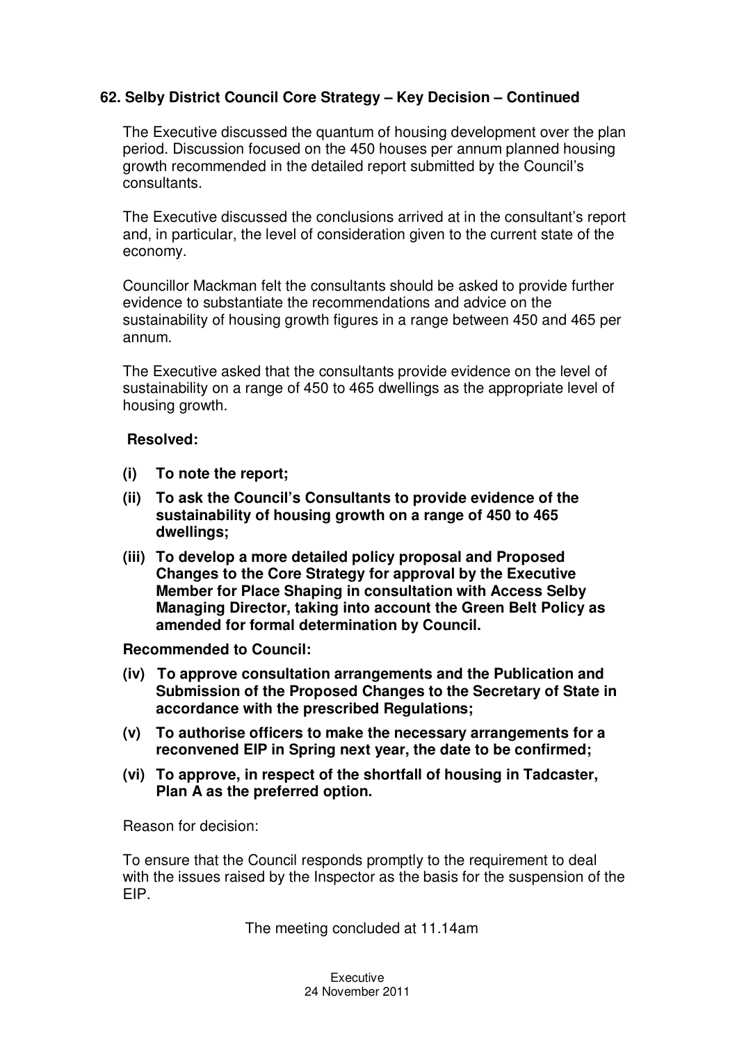### 62. Selby District Council Core Strategy – Key Decision – Continued

The Executive discussed the quantum of housing development over the plan period. Discussion focused on the 450 houses per annum planned housing growth recommended in the detailed report submitted by the Council's consultants.

The Executive discussed the conclusions arrived at in the consultant's report and, in particular, the level of consideration given to the current state of the economy.

Councillor Mackman felt the consultants should be asked to provide further evidence to substantiate the recommendations and advice on the sustainability of housing growth figures in a range between 450 and 465 per annum.

The Executive asked that the consultants provide evidence on the level of sustainability on a range of 450 to 465 dwellings as the appropriate level of housing growth.

**Resolved:**

**(i) To note the report;**

**(ii) To ask the Council's Consultants to provide evidence of the sustainability of housing growth on a range of 450 to 465 dwellings;**

**(iii) To develop a more detailed policy proposal and Proposed Changes to the Core Strategy for approval by the Executive Member for Place Shaping in consultation with Access Selby Managing Director, taking into account the Green Belt Policy as amended for formal determination by Council.**

**Recommended to Council:**

**(iv) To approve consultation arrangements and the Publication and Submission of the Proposed Changes to the Secretary of State in accordance with the prescribed Regulations;**

**(v) To authorise officers to make the necessary arrangements for a reconvened EIP in Spring next year, the date to be confirmed;**

**(vi) To approve, in respect of the shortfall of housing in Tadcaster, Plan A as the preferred option.**

Reason for decision:

To ensure that the Council responds promptly to the requirement to deal with the issues raised by the Inspector as the basis for the suspension of the EIP.

The meeting concluded at 11.14am